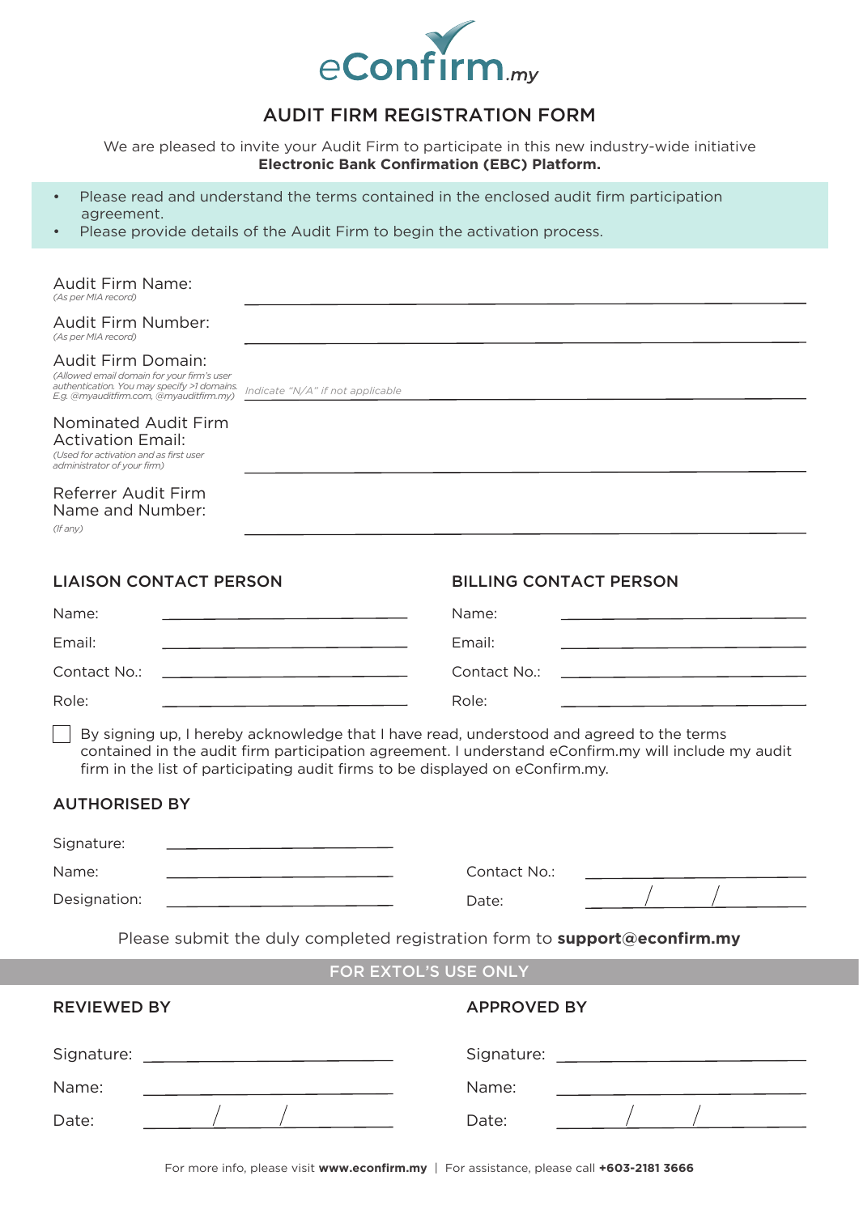eConfirm.my

# AUDIT FIRM REGISTRATION FORM

We are pleased to invite your Audit Firm to participate in this new industry-wide initiative
**Electronic Bank Confirmation (EBC) Platform.**

- Please read and understand the terms contained in the enclosed audit firm participation agreement.
- Please provide details of the Audit Firm to begin the activation process.

Audit Firm Name: ____________________
*(As per MIA record)*

Audit Firm Number: ____________________
*(As per MIA record)*

Audit Firm Domain: *Indicate "N/A" if not applicable* ____________________
*(Allowed email domain for your firm's user authentication. You may specify >1 domains. E.g. @myauditfirm.com, @myauditfirm.my)*

Nominated Audit Firm Activation Email: ____________________
*(Used for activation and as first user administrator of your firm)*

Referrer Audit Firm Name and Number: ____________________
*(If any)*

## LIAISON CONTACT PERSON

Name: ____________________

Email: ____________________

Contact No.: ____________________

Role: ____________________

## BILLING CONTACT PERSON

Name: ____________________

Email: ____________________

Contact No.: ____________________

Role: ____________________

☐ By signing up, I hereby acknowledge that I have read, understood and agreed to the terms contained in the audit firm participation agreement. I understand eConfirm.my will include my audit firm in the list of participating audit firms to be displayed on eConfirm.my.

## AUTHORISED BY

Signature: ____________________

Name: ____________________

Designation: ____________________

Contact No.: ____________________

Date: ____ / ____ / ____

Please submit the duly completed registration form to **support@econfirm.my**

## FOR EXTOL'S USE ONLY

### REVIEWED BY

Signature: ____________________

Name: ____________________

Date: ____ / ____ / ____

### APPROVED BY

Signature: ____________________

Name: ____________________

Date: ____ / ____ / ____

For more info, please visit **www.econfirm.my** | For assistance, please call **+603-2181 3666**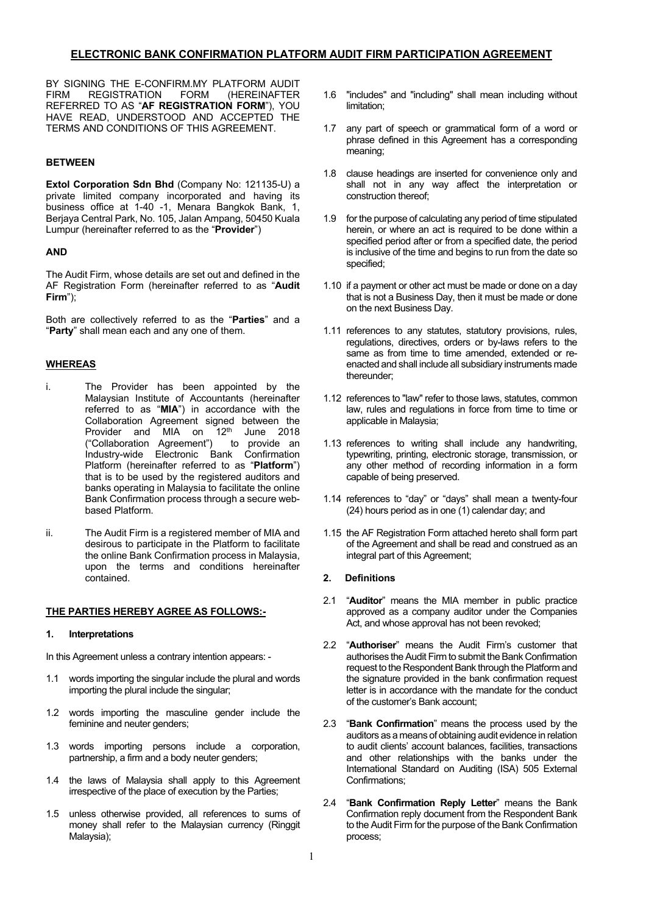## ELECTRONIC BANK CONFIRMATION PLATFORM AUDIT FIRM PARTICIPATION AGREEMENT

BY SIGNING THE E-CONFIRM.MY PLATFORM AUDIT FIRM REGISTRATION FORM (HEREINAFTER REFERRED TO AS "**AF REGISTRATION FORM**"), YOU HAVE READ, UNDERSTOOD AND ACCEPTED THE TERMS AND CONDITIONS OF THIS AGREEMENT.

**BETWEEN**

**Extol Corporation Sdn Bhd** (Company No: 121135-U) a private limited company incorporated and having its business office at 1-40 -1, Menara Bangkok Bank, 1, Berjaya Central Park, No. 105, Jalan Ampang, 50450 Kuala Lumpur (hereinafter referred to as the "**Provider**")

**AND**

The Audit Firm, whose details are set out and defined in the AF Registration Form (hereinafter referred to as "**Audit Firm**");

Both are collectively referred to as the "**Parties**" and a "**Party**" shall mean each and any one of them.

**WHEREAS**

i. The Provider has been appointed by the Malaysian Institute of Accountants (hereinafter referred to as "**MIA**") in accordance with the Collaboration Agreement signed between the Provider and MIA on 12th June 2018 ("Collaboration Agreement") to provide an Industry-wide Electronic Bank Confirmation Platform (hereinafter referred to as "**Platform**") that is to be used by the registered auditors and banks operating in Malaysia to facilitate the online Bank Confirmation process through a secure web-based Platform.

ii. The Audit Firm is a registered member of MIA and desirous to participate in the Platform to facilitate the online Bank Confirmation process in Malaysia, upon the terms and conditions hereinafter contained.

**THE PARTIES HEREBY AGREE AS FOLLOWS:-**

**1. Interpretations**

In this Agreement unless a contrary intention appears: -

1.1 words importing the singular include the plural and words importing the plural include the singular;

1.2 words importing the masculine gender include the feminine and neuter genders;

1.3 words importing persons include a corporation, partnership, a firm and a body neuter genders;

1.4 the laws of Malaysia shall apply to this Agreement irrespective of the place of execution by the Parties;

1.5 unless otherwise provided, all references to sums of money shall refer to the Malaysian currency (Ringgit Malaysia);

1.6 "includes" and "including" shall mean including without limitation;

1.7 any part of speech or grammatical form of a word or phrase defined in this Agreement has a corresponding meaning;

1.8 clause headings are inserted for convenience only and shall not in any way affect the interpretation or construction thereof;

1.9 for the purpose of calculating any period of time stipulated herein, or where an act is required to be done within a specified period after or from a specified date, the period is inclusive of the time and begins to run from the date so specified;

1.10 if a payment or other act must be made or done on a day that is not a Business Day, then it must be made or done on the next Business Day.

1.11 references to any statutes, statutory provisions, rules, regulations, directives, orders or by-laws refers to the same as from time to time amended, extended or re-enacted and shall include all subsidiary instruments made thereunder;

1.12 references to "law" refer to those laws, statutes, common law, rules and regulations in force from time to time or applicable in Malaysia;

1.13 references to writing shall include any handwriting, typewriting, printing, electronic storage, transmission, or any other method of recording information in a form capable of being preserved.

1.14 references to "day" or "days" shall mean a twenty-four (24) hours period as in one (1) calendar day; and

1.15 the AF Registration Form attached hereto shall form part of the Agreement and shall be read and construed as an integral part of this Agreement;

**2. Definitions**

2.1 "**Auditor**" means the MIA member in public practice approved as a company auditor under the Companies Act, and whose approval has not been revoked;

2.2 "**Authoriser**" means the Audit Firm's customer that authorises the Audit Firm to submit the Bank Confirmation request to the Respondent Bank through the Platform and the signature provided in the bank confirmation request letter is in accordance with the mandate for the conduct of the customer's Bank account;

2.3 "**Bank Confirmation**" means the process used by the auditors as a means of obtaining audit evidence in relation to audit clients' account balances, facilities, transactions and other relationships with the banks under the International Standard on Auditing (ISA) 505 External Confirmations;

2.4 "**Bank Confirmation Reply Letter**" means the Bank Confirmation reply document from the Respondent Bank to the Audit Firm for the purpose of the Bank Confirmation process;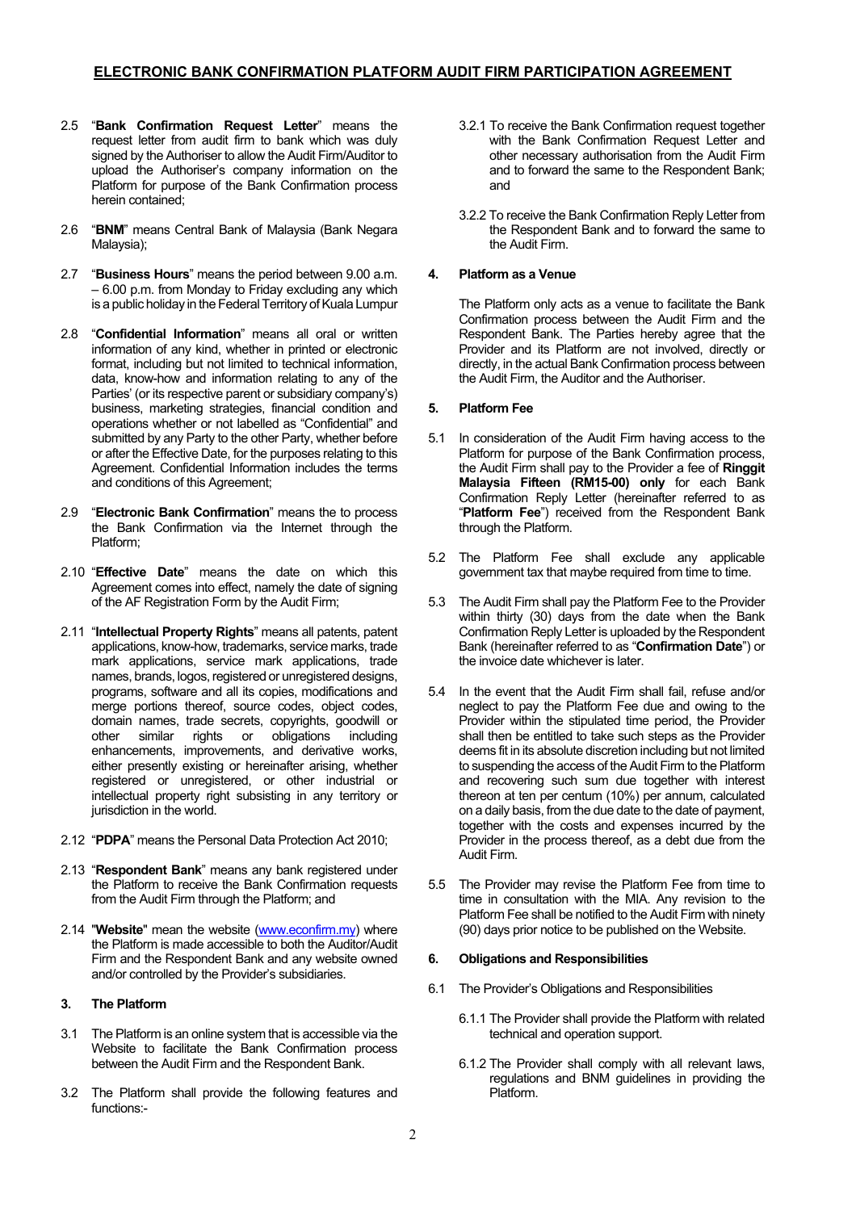2.5 "**Bank Confirmation Request Letter**" means the request letter from audit firm to bank which was duly signed by the Authoriser to allow the Audit Firm/Auditor to upload the Authoriser's company information on the Platform for purpose of the Bank Confirmation process herein contained;

2.6 "**BNM**" means Central Bank of Malaysia (Bank Negara Malaysia);

2.7 "**Business Hours**" means the period between 9.00 a.m. – 6.00 p.m. from Monday to Friday excluding any which is a public holiday in the Federal Territory of Kuala Lumpur

2.8 "**Confidential Information**" means all oral or written information of any kind, whether in printed or electronic format, including but not limited to technical information, data, know-how and information relating to any of the Parties' (or its respective parent or subsidiary company's) business, marketing strategies, financial condition and operations whether or not labelled as "Confidential" and submitted by any Party to the other Party, whether before or after the Effective Date, for the purposes relating to this Agreement. Confidential Information includes the terms and conditions of this Agreement;

2.9 "**Electronic Bank Confirmation**" means the to process the Bank Confirmation via the Internet through the Platform;

2.10 "**Effective Date**" means the date on which this Agreement comes into effect, namely the date of signing of the AF Registration Form by the Audit Firm;

2.11 "**Intellectual Property Rights**" means all patents, patent applications, know-how, trademarks, service marks, trade mark applications, service mark applications, trade names, brands, logos, registered or unregistered designs, programs, software and all its copies, modifications and merge portions thereof, source codes, object codes, domain names, trade secrets, copyrights, goodwill or other similar rights or obligations including enhancements, improvements, and derivative works, either presently existing or hereinafter arising, whether registered or unregistered, or other industrial or intellectual property right subsisting in any territory or jurisdiction in the world.

2.12 "**PDPA**" means the Personal Data Protection Act 2010;

2.13 "**Respondent Bank**" means any bank registered under the Platform to receive the Bank Confirmation requests from the Audit Firm through the Platform; and

2.14 "**Website**" mean the website (www.econfirm.my) where the Platform is made accessible to both the Auditor/Audit Firm and the Respondent Bank and any website owned and/or controlled by the Provider's subsidiaries.

### 3. The Platform

3.1 The Platform is an online system that is accessible via the Website to facilitate the Bank Confirmation process between the Audit Firm and the Respondent Bank.

3.2 The Platform shall provide the following features and functions:-

3.2.1 To receive the Bank Confirmation request together with the Bank Confirmation Request Letter and other necessary authorisation from the Audit Firm and to forward the same to the Respondent Bank; and

3.2.2 To receive the Bank Confirmation Reply Letter from the Respondent Bank and to forward the same to the Audit Firm.

### 4. Platform as a Venue

The Platform only acts as a venue to facilitate the Bank Confirmation process between the Audit Firm and the Respondent Bank. The Parties hereby agree that the Provider and its Platform are not involved, directly or directly, in the actual Bank Confirmation process between the Audit Firm, the Auditor and the Authoriser.

### 5. Platform Fee

5.1 In consideration of the Audit Firm having access to the Platform for purpose of the Bank Confirmation process, the Audit Firm shall pay to the Provider a fee of **Ringgit Malaysia Fifteen (RM15-00) only** for each Bank Confirmation Reply Letter (hereinafter referred to as "**Platform Fee**") received from the Respondent Bank through the Platform.

5.2 The Platform Fee shall exclude any applicable government tax that maybe required from time to time.

5.3 The Audit Firm shall pay the Platform Fee to the Provider within thirty (30) days from the date when the Bank Confirmation Reply Letter is uploaded by the Respondent Bank (hereinafter referred to as "**Confirmation Date**") or the invoice date whichever is later.

5.4 In the event that the Audit Firm shall fail, refuse and/or neglect to pay the Platform Fee due and owing to the Provider within the stipulated time period, the Provider shall then be entitled to take such steps as the Provider deems fit in its absolute discretion including but not limited to suspending the access of the Audit Firm to the Platform and recovering such sum due together with interest thereon at ten per centum (10%) per annum, calculated on a daily basis, from the due date to the date of payment, together with the costs and expenses incurred by the Provider in the process thereof, as a debt due from the Audit Firm.

5.5 The Provider may revise the Platform Fee from time to time in consultation with the MIA. Any revision to the Platform Fee shall be notified to the Audit Firm with ninety (90) days prior notice to be published on the Website.

### 6. Obligations and Responsibilities

6.1 The Provider's Obligations and Responsibilities

6.1.1 The Provider shall provide the Platform with related technical and operation support.

6.1.2 The Provider shall comply with all relevant laws, regulations and BNM guidelines in providing the Platform.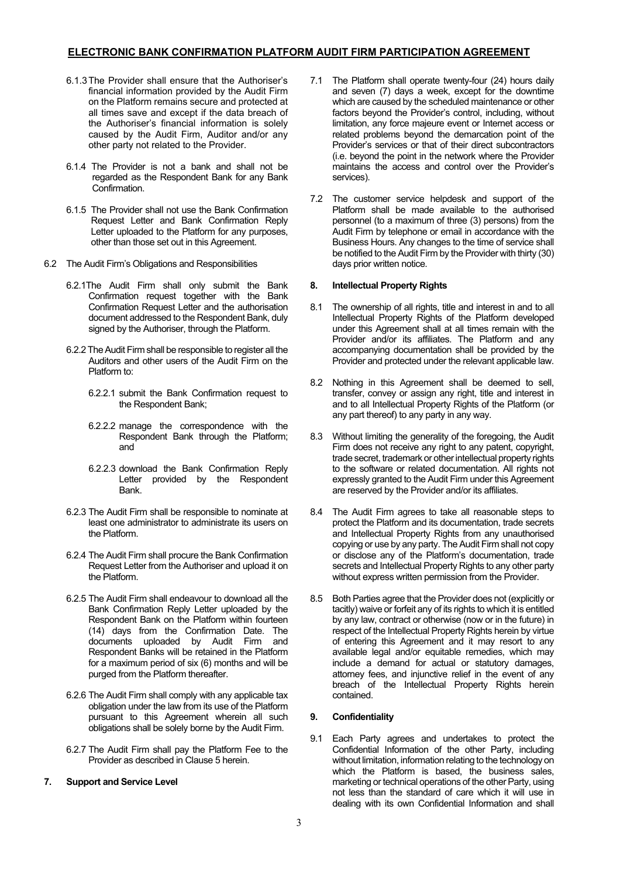6.1.3 The Provider shall ensure that the Authoriser's financial information provided by the Audit Firm on the Platform remains secure and protected at all times save and except if the data breach of the Authoriser's financial information is solely caused by the Audit Firm, Auditor and/or any other party not related to the Provider.

6.1.4 The Provider is not a bank and shall not be regarded as the Respondent Bank for any Bank Confirmation.

6.1.5 The Provider shall not use the Bank Confirmation Request Letter and Bank Confirmation Reply Letter uploaded to the Platform for any purposes, other than those set out in this Agreement.

6.2 The Audit Firm's Obligations and Responsibilities

6.2.1 The Audit Firm shall only submit the Bank Confirmation request together with the Bank Confirmation Request Letter and the authorisation document addressed to the Respondent Bank, duly signed by the Authoriser, through the Platform.

6.2.2 The Audit Firm shall be responsible to register all the Auditors and other users of the Audit Firm on the Platform to:

6.2.2.1 submit the Bank Confirmation request to the Respondent Bank;

6.2.2.2 manage the correspondence with the Respondent Bank through the Platform; and

6.2.2.3 download the Bank Confirmation Reply Letter provided by the Respondent Bank.

6.2.3 The Audit Firm shall be responsible to nominate at least one administrator to administrate its users on the Platform.

6.2.4 The Audit Firm shall procure the Bank Confirmation Request Letter from the Authoriser and upload it on the Platform.

6.2.5 The Audit Firm shall endeavour to download all the Bank Confirmation Reply Letter uploaded by the Respondent Bank on the Platform within fourteen (14) days from the Confirmation Date. The documents uploaded by Audit Firm and Respondent Banks will be retained in the Platform for a maximum period of six (6) months and will be purged from the Platform thereafter.

6.2.6 The Audit Firm shall comply with any applicable tax obligation under the law from its use of the Platform pursuant to this Agreement wherein all such obligations shall be solely borne by the Audit Firm.

6.2.7 The Audit Firm shall pay the Platform Fee to the Provider as described in Clause 5 herein.

**7. Support and Service Level**

7.1 The Platform shall operate twenty-four (24) hours daily and seven (7) days a week, except for the downtime which are caused by the scheduled maintenance or other factors beyond the Provider's control, including, without limitation, any force majeure event or Internet access or related problems beyond the demarcation point of the Provider's services or that of their direct subcontractors (i.e. beyond the point in the network where the Provider maintains the access and control over the Provider's services).

7.2 The customer service helpdesk and support of the Platform shall be made available to the authorised personnel (to a maximum of three (3) persons) from the Audit Firm by telephone or email in accordance with the Business Hours. Any changes to the time of service shall be notified to the Audit Firm by the Provider with thirty (30) days prior written notice.

**8. Intellectual Property Rights**

8.1 The ownership of all rights, title and interest in and to all Intellectual Property Rights of the Platform developed under this Agreement shall at all times remain with the Provider and/or its affiliates. The Platform and any accompanying documentation shall be provided by the Provider and protected under the relevant applicable law.

8.2 Nothing in this Agreement shall be deemed to sell, transfer, convey or assign any right, title and interest in and to all Intellectual Property Rights of the Platform (or any part thereof) to any party in any way.

8.3 Without limiting the generality of the foregoing, the Audit Firm does not receive any right to any patent, copyright, trade secret, trademark or other intellectual property rights to the software or related documentation. All rights not expressly granted to the Audit Firm under this Agreement are reserved by the Provider and/or its affiliates.

8.4 The Audit Firm agrees to take all reasonable steps to protect the Platform and its documentation, trade secrets and Intellectual Property Rights from any unauthorised copying or use by any party. The Audit Firm shall not copy or disclose any of the Platform's documentation, trade secrets and Intellectual Property Rights to any other party without express written permission from the Provider.

8.5 Both Parties agree that the Provider does not (explicitly or tacitly) waive or forfeit any of its rights to which it is entitled by any law, contract or otherwise (now or in the future) in respect of the Intellectual Property Rights herein by virtue of entering this Agreement and it may resort to any available legal and/or equitable remedies, which may include a demand for actual or statutory damages, attorney fees, and injunctive relief in the event of any breach of the Intellectual Property Rights herein contained.

**9. Confidentiality**

9.1 Each Party agrees and undertakes to protect the Confidential Information of the other Party, including without limitation, information relating to the technology on which the Platform is based, the business sales, marketing or technical operations of the other Party, using not less than the standard of care which it will use in dealing with its own Confidential Information and shall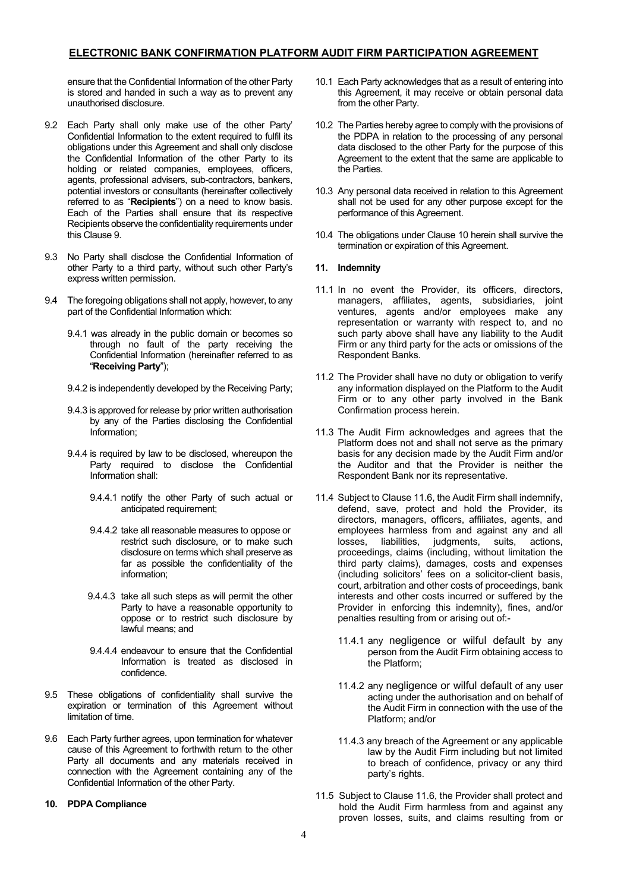ensure that the Confidential Information of the other Party is stored and handed in such a way as to prevent any unauthorised disclosure.

9.2 Each Party shall only make use of the other Party' Confidential Information to the extent required to fulfil its obligations under this Agreement and shall only disclose the Confidential Information of the other Party to its holding or related companies, employees, officers, agents, professional advisers, sub-contractors, bankers, potential investors or consultants (hereinafter collectively referred to as "**Recipients**") on a need to know basis. Each of the Parties shall ensure that its respective Recipients observe the confidentiality requirements under this Clause 9.

9.3 No Party shall disclose the Confidential Information of other Party to a third party, without such other Party's express written permission.

9.4 The foregoing obligations shall not apply, however, to any part of the Confidential Information which:

9.4.1 was already in the public domain or becomes so through no fault of the party receiving the Confidential Information (hereinafter referred to as "**Receiving Party**");

9.4.2 is independently developed by the Receiving Party;

9.4.3 is approved for release by prior written authorisation by any of the Parties disclosing the Confidential Information;

9.4.4 is required by law to be disclosed, whereupon the Party required to disclose the Confidential Information shall:

9.4.4.1 notify the other Party of such actual or anticipated requirement;

9.4.4.2 take all reasonable measures to oppose or restrict such disclosure, or to make such disclosure on terms which shall preserve as far as possible the confidentiality of the information;

9.4.4.3 take all such steps as will permit the other Party to have a reasonable opportunity to oppose or to restrict such disclosure by lawful means; and

9.4.4.4 endeavour to ensure that the Confidential Information is treated as disclosed in confidence.

9.5 These obligations of confidentiality shall survive the expiration or termination of this Agreement without limitation of time.

9.6 Each Party further agrees, upon termination for whatever cause of this Agreement to forthwith return to the other Party all documents and any materials received in connection with the Agreement containing any of the Confidential Information of the other Party.

## 10. PDPA Compliance

10.1 Each Party acknowledges that as a result of entering into this Agreement, it may receive or obtain personal data from the other Party.

10.2 The Parties hereby agree to comply with the provisions of the PDPA in relation to the processing of any personal data disclosed to the other Party for the purpose of this Agreement to the extent that the same are applicable to the Parties.

10.3 Any personal data received in relation to this Agreement shall not be used for any other purpose except for the performance of this Agreement.

10.4 The obligations under Clause 10 herein shall survive the termination or expiration of this Agreement.

## 11. Indemnity

11.1 In no event the Provider, its officers, directors, managers, affiliates, agents, subsidiaries, joint ventures, agents and/or employees make any representation or warranty with respect to, and no such party above shall have any liability to the Audit Firm or any third party for the acts or omissions of the Respondent Banks.

11.2 The Provider shall have no duty or obligation to verify any information displayed on the Platform to the Audit Firm or to any other party involved in the Bank Confirmation process herein.

11.3 The Audit Firm acknowledges and agrees that the Platform does not and shall not serve as the primary basis for any decision made by the Audit Firm and/or the Auditor and that the Provider is neither the Respondent Bank nor its representative.

11.4 Subject to Clause 11.6, the Audit Firm shall indemnify, defend, save, protect and hold the Provider, its directors, managers, officers, affiliates, agents, and employees harmless from and against any and all losses, liabilities, judgments, suits, actions, proceedings, claims (including, without limitation the third party claims), damages, costs and expenses (including solicitors' fees on a solicitor-client basis, court, arbitration and other costs of proceedings, bank interests and other costs incurred or suffered by the Provider in enforcing this indemnity), fines, and/or penalties resulting from or arising out of:-

11.4.1 any negligence or wilful default by any person from the Audit Firm obtaining access to the Platform;

11.4.2 any negligence or wilful default of any user acting under the authorisation and on behalf of the Audit Firm in connection with the use of the Platform; and/or

11.4.3 any breach of the Agreement or any applicable law by the Audit Firm including but not limited to breach of confidence, privacy or any third party's rights.

11.5 Subject to Clause 11.6, the Provider shall protect and hold the Audit Firm harmless from and against any proven losses, suits, and claims resulting from or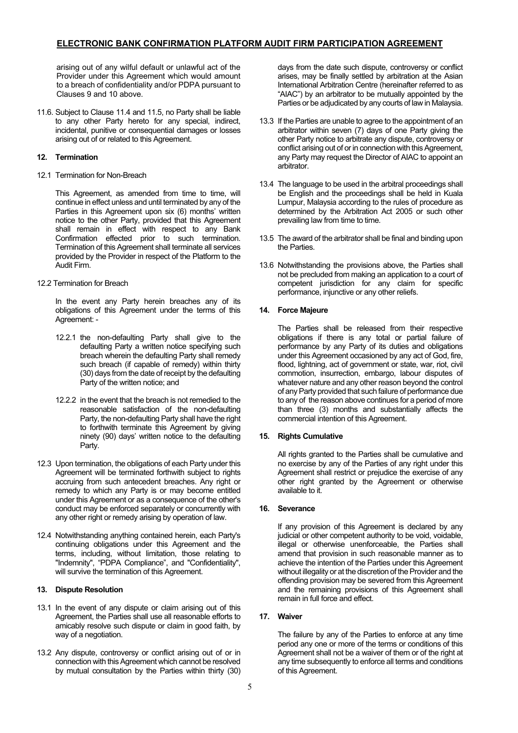arising out of any wilful default or unlawful act of the Provider under this Agreement which would amount to a breach of confidentiality and/or PDPA pursuant to Clauses 9 and 10 above.

11.6. Subject to Clause 11.4 and 11.5, no Party shall be liable to any other Party hereto for any special, indirect, incidental, punitive or consequential damages or losses arising out of or related to this Agreement.

## 12. Termination

12.1 Termination for Non-Breach

This Agreement, as amended from time to time, will continue in effect unless and until terminated by any of the Parties in this Agreement upon six (6) months' written notice to the other Party, provided that this Agreement shall remain in effect with respect to any Bank Confirmation effected prior to such termination. Termination of this Agreement shall terminate all services provided by the Provider in respect of the Platform to the Audit Firm.

12.2 Termination for Breach

In the event any Party herein breaches any of its obligations of this Agreement under the terms of this Agreement: -

12.2.1 the non-defaulting Party shall give to the defaulting Party a written notice specifying such breach wherein the defaulting Party shall remedy such breach (if capable of remedy) within thirty (30) days from the date of receipt by the defaulting Party of the written notice; and

12.2.2 in the event that the breach is not remedied to the reasonable satisfaction of the non-defaulting Party, the non-defaulting Party shall have the right to forthwith terminate this Agreement by giving ninety (90) days' written notice to the defaulting Party.

12.3 Upon termination, the obligations of each Party under this Agreement will be terminated forthwith subject to rights accruing from such antecedent breaches. Any right or remedy to which any Party is or may become entitled under this Agreement or as a consequence of the other's conduct may be enforced separately or concurrently with any other right or remedy arising by operation of law.

12.4 Notwithstanding anything contained herein, each Party's continuing obligations under this Agreement and the terms, including, without limitation, those relating to "Indemnity", "PDPA Compliance", and "Confidentiality", will survive the termination of this Agreement.

## 13. Dispute Resolution

13.1 In the event of any dispute or claim arising out of this Agreement, the Parties shall use all reasonable efforts to amicably resolve such dispute or claim in good faith, by way of a negotiation.

13.2 Any dispute, controversy or conflict arising out of or in connection with this Agreement which cannot be resolved by mutual consultation by the Parties within thirty (30) days from the date such dispute, controversy or conflict arises, may be finally settled by arbitration at the Asian International Arbitration Centre (hereinafter referred to as "AIAC") by an arbitrator to be mutually appointed by the Parties or be adjudicated by any courts of law in Malaysia.

13.3 If the Parties are unable to agree to the appointment of an arbitrator within seven (7) days of one Party giving the other Party notice to arbitrate any dispute, controversy or conflict arising out of or in connection with this Agreement, any Party may request the Director of AIAC to appoint an arbitrator.

13.4 The language to be used in the arbitral proceedings shall be English and the proceedings shall be held in Kuala Lumpur, Malaysia according to the rules of procedure as determined by the Arbitration Act 2005 or such other prevailing law from time to time.

13.5 The award of the arbitrator shall be final and binding upon the Parties.

13.6 Notwithstanding the provisions above, the Parties shall not be precluded from making an application to a court of competent jurisdiction for any claim for specific performance, injunctive or any other reliefs.

## 14. Force Majeure

The Parties shall be released from their respective obligations if there is any total or partial failure of performance by any Party of its duties and obligations under this Agreement occasioned by any act of God, fire, flood, lightning, act of government or state, war, riot, civil commotion, insurrection, embargo, labour disputes of whatever nature and any other reason beyond the control of any Party provided that such failure of performance due to any of the reason above continues for a period of more than three (3) months and substantially affects the commercial intention of this Agreement.

## 15. Rights Cumulative

All rights granted to the Parties shall be cumulative and no exercise by any of the Parties of any right under this Agreement shall restrict or prejudice the exercise of any other right granted by the Agreement or otherwise available to it.

## 16. Severance

If any provision of this Agreement is declared by any judicial or other competent authority to be void, voidable, illegal or otherwise unenforceable, the Parties shall amend that provision in such reasonable manner as to achieve the intention of the Parties under this Agreement without illegality or at the discretion of the Provider and the offending provision may be severed from this Agreement and the remaining provisions of this Agreement shall remain in full force and effect.

## 17. Waiver

The failure by any of the Parties to enforce at any time period any one or more of the terms or conditions of this Agreement shall not be a waiver of them or of the right at any time subsequently to enforce all terms and conditions of this Agreement.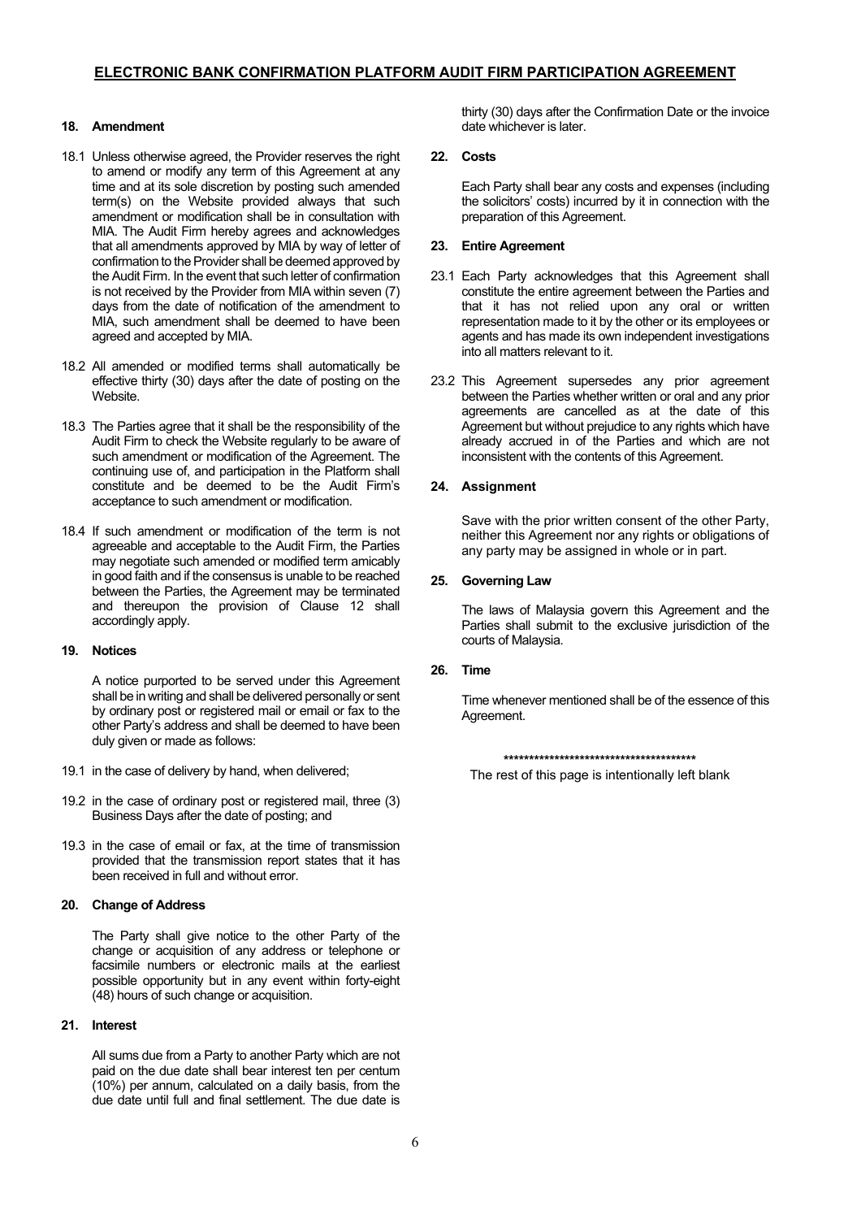## ELECTRONIC BANK CONFIRMATION PLATFORM AUDIT FIRM PARTICIPATION AGREEMENT

### 18. Amendment

18.1 Unless otherwise agreed, the Provider reserves the right to amend or modify any term of this Agreement at any time and at its sole discretion by posting such amended term(s) on the Website provided always that such amendment or modification shall be in consultation with MIA. The Audit Firm hereby agrees and acknowledges that all amendments approved by MIA by way of letter of confirmation to the Provider shall be deemed approved by the Audit Firm. In the event that such letter of confirmation is not received by the Provider from MIA within seven (7) days from the date of notification of the amendment to MIA, such amendment shall be deemed to have been agreed and accepted by MIA.

18.2 All amended or modified terms shall automatically be effective thirty (30) days after the date of posting on the Website.

18.3 The Parties agree that it shall be the responsibility of the Audit Firm to check the Website regularly to be aware of such amendment or modification of the Agreement. The continuing use of, and participation in the Platform shall constitute and be deemed to be the Audit Firm's acceptance to such amendment or modification.

18.4 If such amendment or modification of the term is not agreeable and acceptable to the Audit Firm, the Parties may negotiate such amended or modified term amicably in good faith and if the consensus is unable to be reached between the Parties, the Agreement may be terminated and thereupon the provision of Clause 12 shall accordingly apply.

### 19. Notices

A notice purported to be served under this Agreement shall be in writing and shall be delivered personally or sent by ordinary post or registered mail or email or fax to the other Party's address and shall be deemed to have been duly given or made as follows:

19.1 in the case of delivery by hand, when delivered;

19.2 in the case of ordinary post or registered mail, three (3) Business Days after the date of posting; and

19.3 in the case of email or fax, at the time of transmission provided that the transmission report states that it has been received in full and without error.

### 20. Change of Address

The Party shall give notice to the other Party of the change or acquisition of any address or telephone or facsimile numbers or electronic mails at the earliest possible opportunity but in any event within forty-eight (48) hours of such change or acquisition.

### 21. Interest

All sums due from a Party to another Party which are not paid on the due date shall bear interest ten per centum (10%) per annum, calculated on a daily basis, from the due date until full and final settlement. The due date is thirty (30) days after the Confirmation Date or the invoice date whichever is later.

### 22. Costs

Each Party shall bear any costs and expenses (including the solicitors' costs) incurred by it in connection with the preparation of this Agreement.

### 23. Entire Agreement

23.1 Each Party acknowledges that this Agreement shall constitute the entire agreement between the Parties and that it has not relied upon any oral or written representation made to it by the other or its employees or agents and has made its own independent investigations into all matters relevant to it.

23.2 This Agreement supersedes any prior agreement between the Parties whether written or oral and any prior agreements are cancelled as at the date of this Agreement but without prejudice to any rights which have already accrued in of the Parties and which are not inconsistent with the contents of this Agreement.

### 24. Assignment

Save with the prior written consent of the other Party, neither this Agreement nor any rights or obligations of any party may be assigned in whole or in part.

### 25. Governing Law

The laws of Malaysia govern this Agreement and the Parties shall submit to the exclusive jurisdiction of the courts of Malaysia.

### 26. Time

Time whenever mentioned shall be of the essence of this Agreement.

**************************************

The rest of this page is intentionally left blank